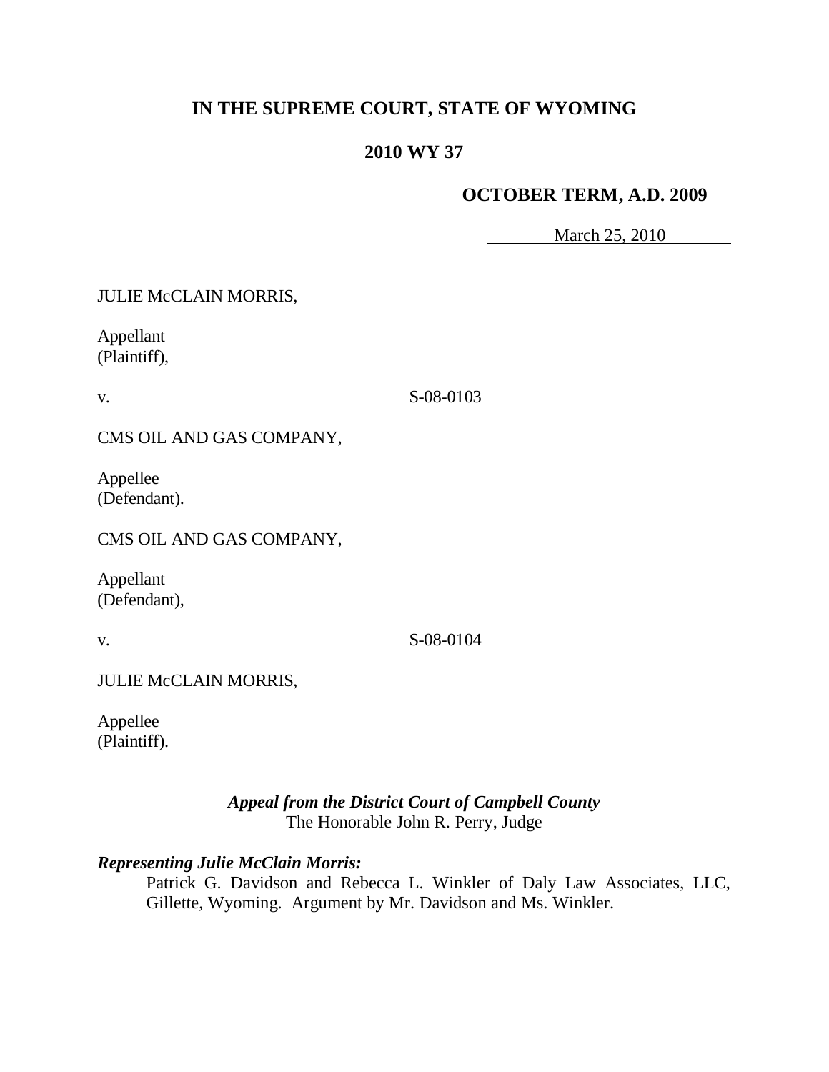# IN THE SUPREME COURT, STATE OF WYOMING

## 2010 WY 37

### OCTOBER TERM, A.D. 2009

March 25, 2010

| | |
|---|---|
| JULIE McCLAIN MORRIS,<br><br>Appellant<br>(Plaintiff),<br><br>v.<br><br>CMS OIL AND GAS COMPANY,<br><br>Appellee<br>(Defendant). | S-08-0103 |
| CMS OIL AND GAS COMPANY,<br><br>Appellant<br>(Defendant),<br><br>v.<br><br>JULIE McCLAIN MORRIS,<br><br>Appellee<br>(Plaintiff). | S-08-0104 |

***Appeal from the District Court of Campbell County***
The Honorable John R. Perry, Judge

***Representing Julie McClain Morris:***

Patrick G. Davidson and Rebecca L. Winkler of Daly Law Associates, LLC, Gillette, Wyoming. Argument by Mr. Davidson and Ms. Winkler.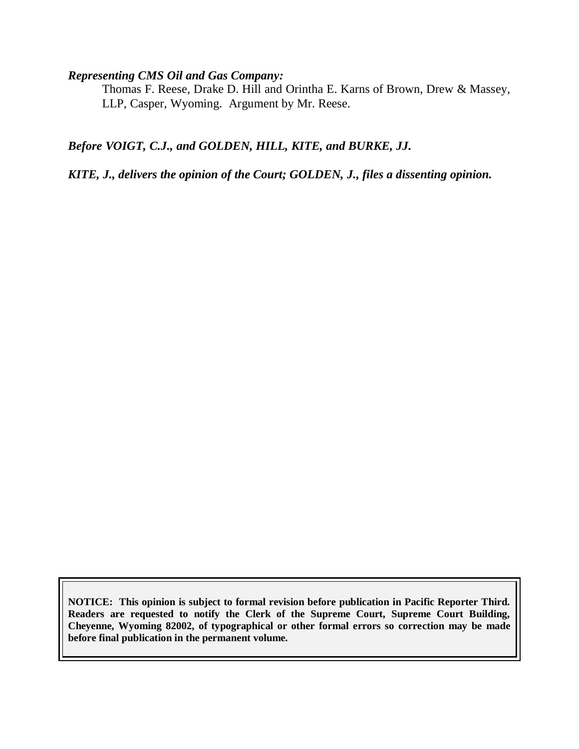***Representing CMS Oil and Gas Company:***

Thomas F. Reese, Drake D. Hill and Orintha E. Karns of Brown, Drew & Massey, LLP, Casper, Wyoming. Argument by Mr. Reese.

***Before VOIGT, C.J., and GOLDEN, HILL, KITE, and BURKE, JJ.***

***KITE, J., delivers the opinion of the Court; GOLDEN, J., files a dissenting opinion.***

**NOTICE: This opinion is subject to formal revision before publication in Pacific Reporter Third. Readers are requested to notify the Clerk of the Supreme Court, Supreme Court Building, Cheyenne, Wyoming 82002, of typographical or other formal errors so correction may be made before final publication in the permanent volume.**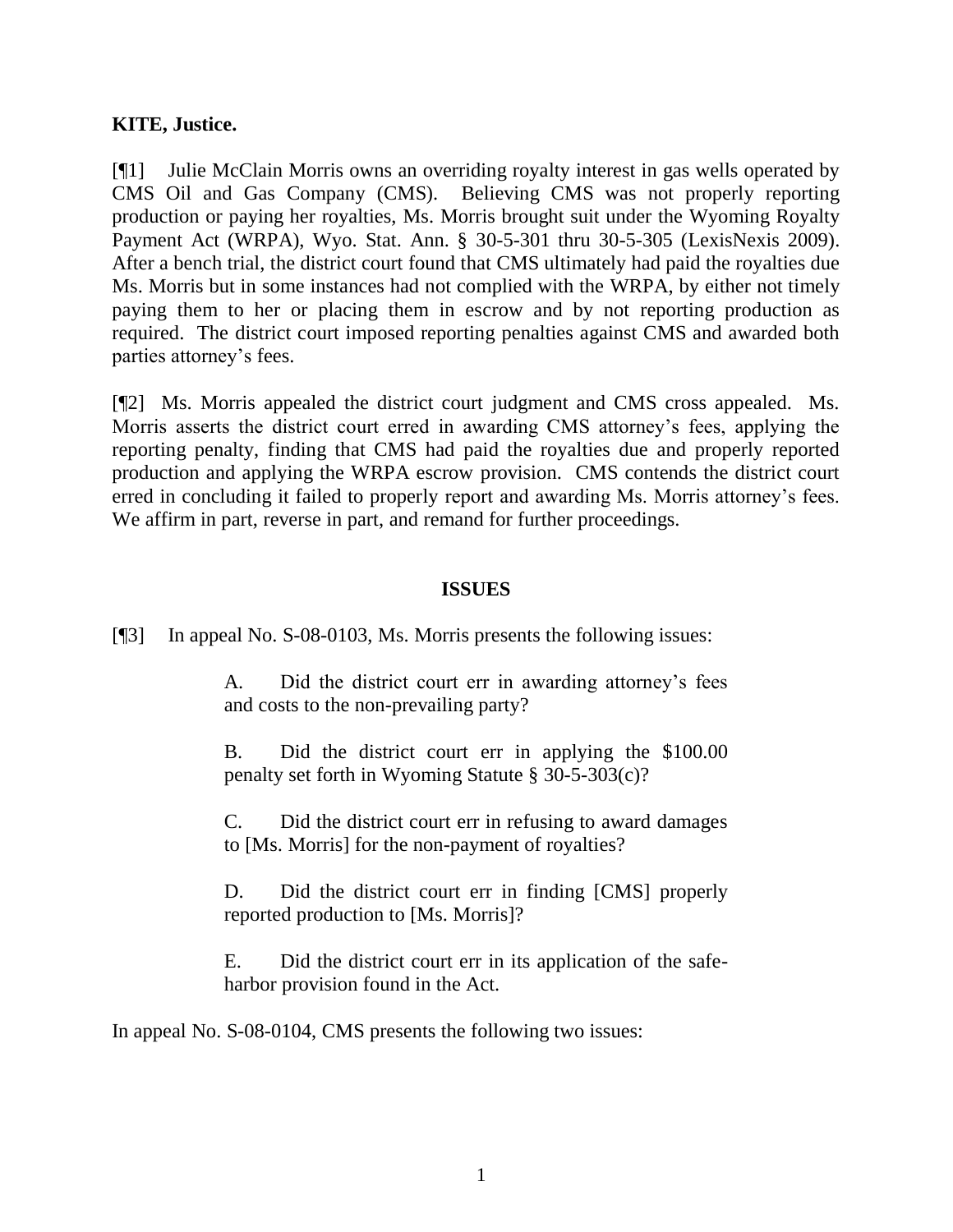**KITE, Justice.**

[¶1] Julie McClain Morris owns an overriding royalty interest in gas wells operated by CMS Oil and Gas Company (CMS). Believing CMS was not properly reporting production or paying her royalties, Ms. Morris brought suit under the Wyoming Royalty Payment Act (WRPA), Wyo. Stat. Ann. § 30-5-301 thru 30-5-305 (LexisNexis 2009). After a bench trial, the district court found that CMS ultimately had paid the royalties due Ms. Morris but in some instances had not complied with the WRPA, by either not timely paying them to her or placing them in escrow and by not reporting production as required. The district court imposed reporting penalties against CMS and awarded both parties attorney's fees.

[¶2] Ms. Morris appealed the district court judgment and CMS cross appealed. Ms. Morris asserts the district court erred in awarding CMS attorney's fees, applying the reporting penalty, finding that CMS had paid the royalties due and properly reported production and applying the WRPA escrow provision. CMS contends the district court erred in concluding it failed to properly report and awarding Ms. Morris attorney's fees. We affirm in part, reverse in part, and remand for further proceedings.

## ISSUES

[¶3] In appeal No. S-08-0103, Ms. Morris presents the following issues:

> A. Did the district court err in awarding attorney's fees and costs to the non-prevailing party?
>
> B. Did the district court err in applying the $100.00 penalty set forth in Wyoming Statute § 30-5-303(c)?
>
> C. Did the district court err in refusing to award damages to [Ms. Morris] for the non-payment of royalties?
>
> D. Did the district court err in finding [CMS] properly reported production to [Ms. Morris]?
>
> E. Did the district court err in its application of the safe-harbor provision found in the Act.

In appeal No. S-08-0104, CMS presents the following two issues: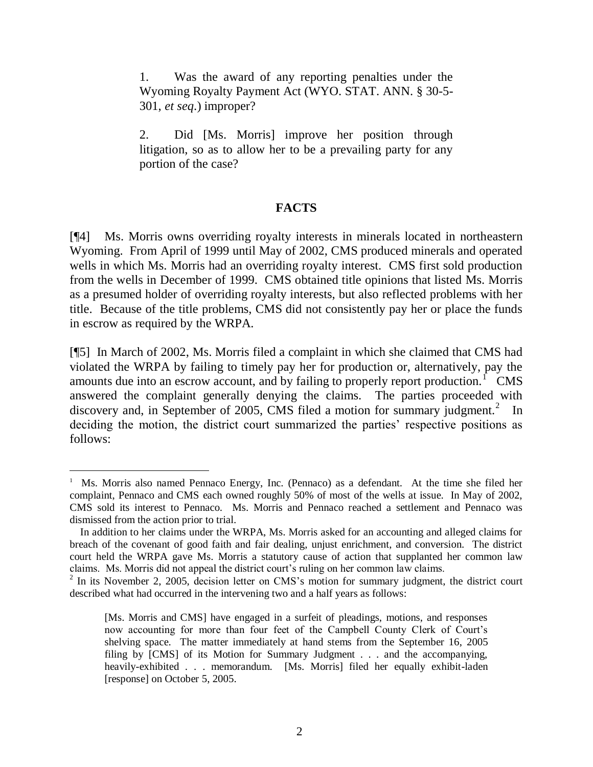> 1. Was the award of any reporting penalties under the Wyoming Royalty Payment Act (WYO. STAT. ANN. § 30-5-301, *et seq.*) improper?
>
> 2. Did [Ms. Morris] improve her position through litigation, so as to allow her to be a prevailing party for any portion of the case?

## FACTS

[¶4] Ms. Morris owns overriding royalty interests in minerals located in northeastern Wyoming. From April of 1999 until May of 2002, CMS produced minerals and operated wells in which Ms. Morris had an overriding royalty interest. CMS first sold production from the wells in December of 1999. CMS obtained title opinions that listed Ms. Morris as a presumed holder of overriding royalty interests, but also reflected problems with her title. Because of the title problems, CMS did not consistently pay her or place the funds in escrow as required by the WRPA.

[¶5] In March of 2002, Ms. Morris filed a complaint in which she claimed that CMS had violated the WRPA by failing to timely pay her for production or, alternatively, pay the amounts due into an escrow account, and by failing to properly report production.[1] CMS answered the complaint generally denying the claims. The parties proceeded with discovery and, in September of 2005, CMS filed a motion for summary judgment.[2] In deciding the motion, the district court summarized the parties' respective positions as follows:

---

[1] Ms. Morris also named Pennaco Energy, Inc. (Pennaco) as a defendant. At the time she filed her complaint, Pennaco and CMS each owned roughly 50% of most of the wells at issue. In May of 2002, CMS sold its interest to Pennaco. Ms. Morris and Pennaco reached a settlement and Pennaco was dismissed from the action prior to trial.

In addition to her claims under the WRPA, Ms. Morris asked for an accounting and alleged claims for breach of the covenant of good faith and fair dealing, unjust enrichment, and conversion. The district court held the WRPA gave Ms. Morris a statutory cause of action that supplanted her common law claims. Ms. Morris did not appeal the district court's ruling on her common law claims.

[2] In its November 2, 2005, decision letter on CMS's motion for summary judgment, the district court described what had occurred in the intervening two and a half years as follows:

> [Ms. Morris and CMS] have engaged in a surfeit of pleadings, motions, and responses now accounting for more than four feet of the Campbell County Clerk of Court's shelving space. The matter immediately at hand stems from the September 16, 2005 filing by [CMS] of its Motion for Summary Judgment . . . and the accompanying, heavily-exhibited . . . memorandum. [Ms. Morris] filed her equally exhibit-laden [response] on October 5, 2005.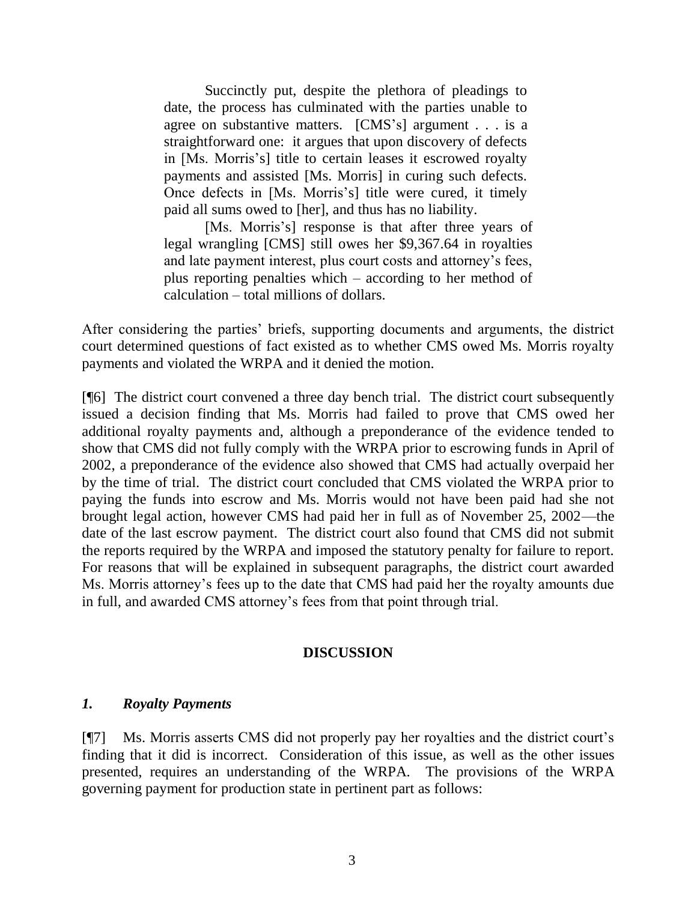> Succinctly put, despite the plethora of pleadings to date, the process has culminated with the parties unable to agree on substantive matters. [CMS's] argument . . . is a straightforward one: it argues that upon discovery of defects in [Ms. Morris's] title to certain leases it escrowed royalty payments and assisted [Ms. Morris] in curing such defects. Once defects in [Ms. Morris's] title were cured, it timely paid all sums owed to [her], and thus has no liability.
>
> [Ms. Morris's] response is that after three years of legal wrangling [CMS] still owes her $9,367.64 in royalties and late payment interest, plus court costs and attorney's fees, plus reporting penalties which – according to her method of calculation – total millions of dollars.

After considering the parties' briefs, supporting documents and arguments, the district court determined questions of fact existed as to whether CMS owed Ms. Morris royalty payments and violated the WRPA and it denied the motion.

[¶6] The district court convened a three day bench trial. The district court subsequently issued a decision finding that Ms. Morris had failed to prove that CMS owed her additional royalty payments and, although a preponderance of the evidence tended to show that CMS did not fully comply with the WRPA prior to escrowing funds in April of 2002, a preponderance of the evidence also showed that CMS had actually overpaid her by the time of trial. The district court concluded that CMS violated the WRPA prior to paying the funds into escrow and Ms. Morris would not have been paid had she not brought legal action, however CMS had paid her in full as of November 25, 2002—the date of the last escrow payment. The district court also found that CMS did not submit the reports required by the WRPA and imposed the statutory penalty for failure to report. For reasons that will be explained in subsequent paragraphs, the district court awarded Ms. Morris attorney's fees up to the date that CMS had paid her the royalty amounts due in full, and awarded CMS attorney's fees from that point through trial.

## DISCUSSION

### *1. Royalty Payments*

[¶7] Ms. Morris asserts CMS did not properly pay her royalties and the district court's finding that it did is incorrect. Consideration of this issue, as well as the other issues presented, requires an understanding of the WRPA. The provisions of the WRPA governing payment for production state in pertinent part as follows: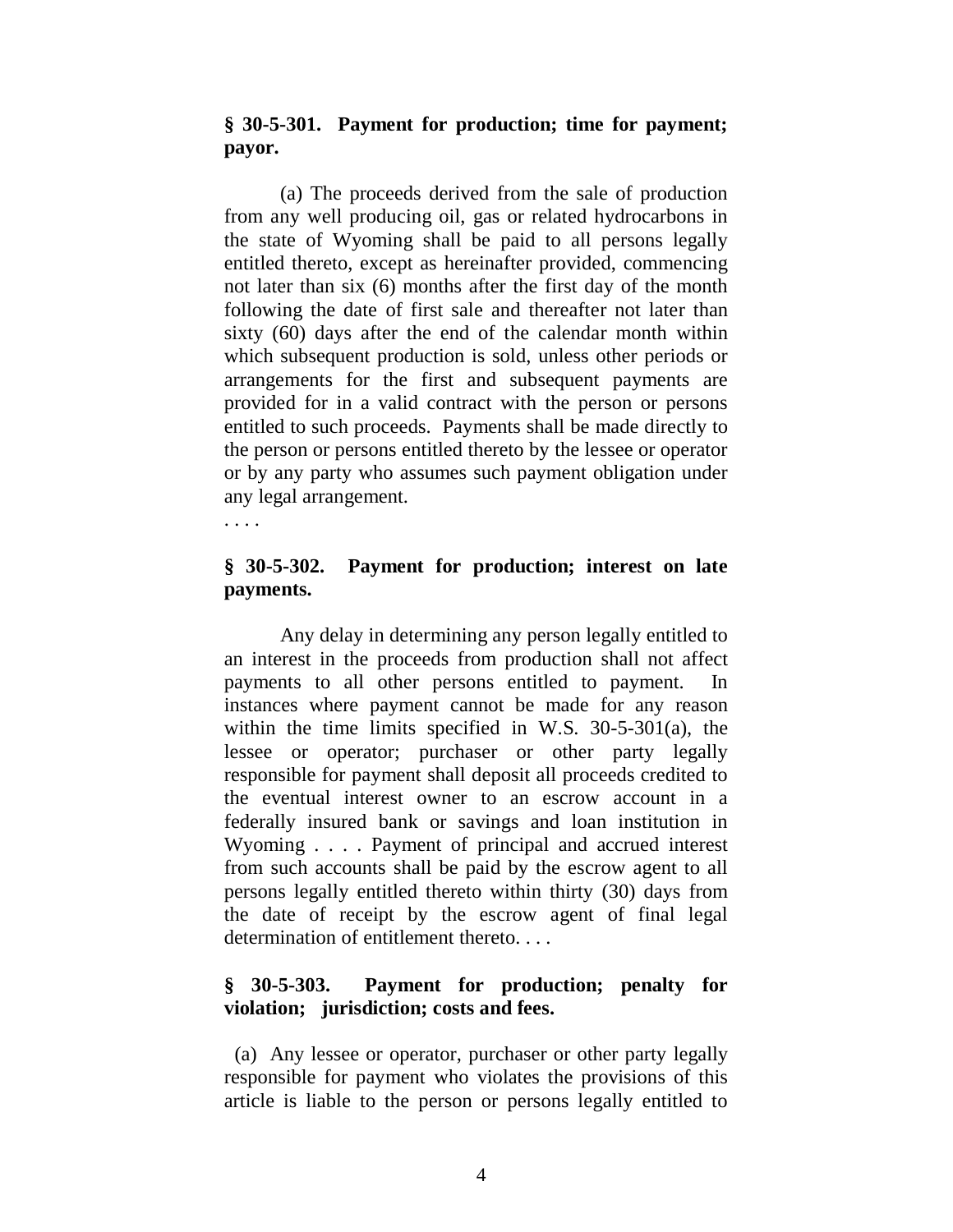**§ 30-5-301. Payment for production; time for payment; payor.**

(a) The proceeds derived from the sale of production from any well producing oil, gas or related hydrocarbons in the state of Wyoming shall be paid to all persons legally entitled thereto, except as hereinafter provided, commencing not later than six (6) months after the first day of the month following the date of first sale and thereafter not later than sixty (60) days after the end of the calendar month within which subsequent production is sold, unless other periods or arrangements for the first and subsequent payments are provided for in a valid contract with the person or persons entitled to such proceeds. Payments shall be made directly to the person or persons entitled thereto by the lessee or operator or by any party who assumes such payment obligation under any legal arrangement.

. . . .

**§ 30-5-302. Payment for production; interest on late payments.**

Any delay in determining any person legally entitled to an interest in the proceeds from production shall not affect payments to all other persons entitled to payment. In instances where payment cannot be made for any reason within the time limits specified in W.S. 30-5-301(a), the lessee or operator; purchaser or other party legally responsible for payment shall deposit all proceeds credited to the eventual interest owner to an escrow account in a federally insured bank or savings and loan institution in Wyoming . . . . Payment of principal and accrued interest from such accounts shall be paid by the escrow agent to all persons legally entitled thereto within thirty (30) days from the date of receipt by the escrow agent of final legal determination of entitlement thereto. . . .

**§ 30-5-303. Payment for production; penalty for violation; jurisdiction; costs and fees.**

(a) Any lessee or operator, purchaser or other party legally responsible for payment who violates the provisions of this article is liable to the person or persons legally entitled to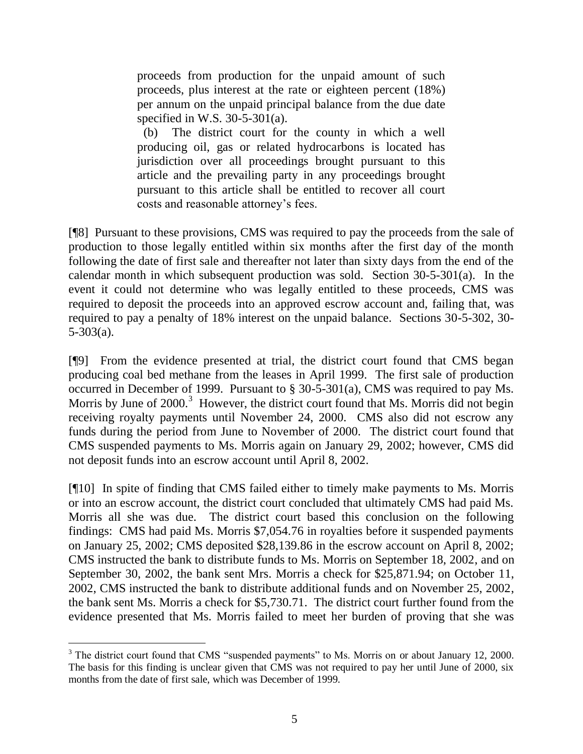> proceeds from production for the unpaid amount of such proceeds, plus interest at the rate or eighteen percent (18%) per annum on the unpaid principal balance from the due date specified in W.S. 30-5-301(a).
>
> (b) The district court for the county in which a well producing oil, gas or related hydrocarbons is located has jurisdiction over all proceedings brought pursuant to this article and the prevailing party in any proceedings brought pursuant to this article shall be entitled to recover all court costs and reasonable attorney's fees.

[¶8] Pursuant to these provisions, CMS was required to pay the proceeds from the sale of production to those legally entitled within six months after the first day of the month following the date of first sale and thereafter not later than sixty days from the end of the calendar month in which subsequent production was sold. Section 30-5-301(a). In the event it could not determine who was legally entitled to these proceeds, CMS was required to deposit the proceeds into an approved escrow account and, failing that, was required to pay a penalty of 18% interest on the unpaid balance. Sections 30-5-302, 30-5-303(a).

[¶9] From the evidence presented at trial, the district court found that CMS began producing coal bed methane from the leases in April 1999. The first sale of production occurred in December of 1999. Pursuant to § 30-5-301(a), CMS was required to pay Ms. Morris by June of 2000.[3] However, the district court found that Ms. Morris did not begin receiving royalty payments until November 24, 2000. CMS also did not escrow any funds during the period from June to November of 2000. The district court found that CMS suspended payments to Ms. Morris again on January 29, 2002; however, CMS did not deposit funds into an escrow account until April 8, 2002.

[¶10] In spite of finding that CMS failed either to timely make payments to Ms. Morris or into an escrow account, the district court concluded that ultimately CMS had paid Ms. Morris all she was due. The district court based this conclusion on the following findings: CMS had paid Ms. Morris $7,054.76 in royalties before it suspended payments on January 25, 2002; CMS deposited $28,139.86 in the escrow account on April 8, 2002; CMS instructed the bank to distribute funds to Ms. Morris on September 18, 2002, and on September 30, 2002, the bank sent Mrs. Morris a check for $25,871.94; on October 11, 2002, CMS instructed the bank to distribute additional funds and on November 25, 2002, the bank sent Ms. Morris a check for $5,730.71. The district court further found from the evidence presented that Ms. Morris failed to meet her burden of proving that she was

[3] The district court found that CMS "suspended payments" to Ms. Morris on or about January 12, 2000. The basis for this finding is unclear given that CMS was not required to pay her until June of 2000, six months from the date of first sale, which was December of 1999.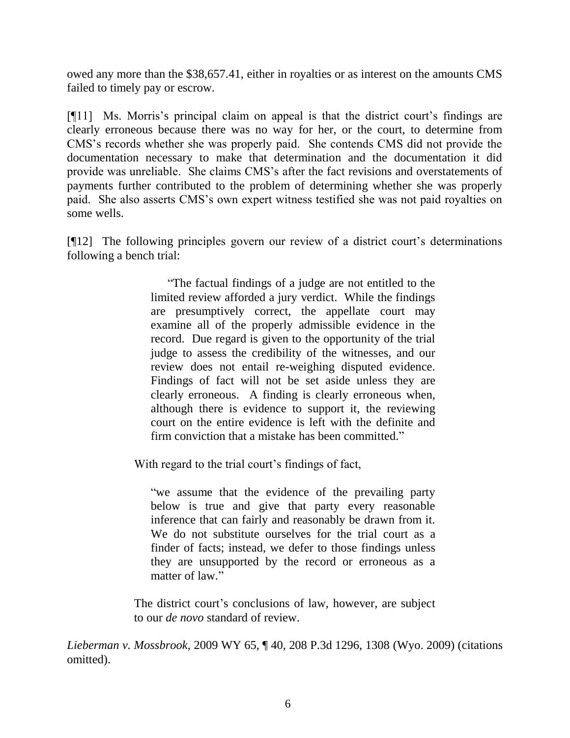owed any more than the $38,657.41, either in royalties or as interest on the amounts CMS failed to timely pay or escrow.

[¶11] Ms. Morris's principal claim on appeal is that the district court's findings are clearly erroneous because there was no way for her, or the court, to determine from CMS's records whether she was properly paid. She contends CMS did not provide the documentation necessary to make that determination and the documentation it did provide was unreliable. She claims CMS's after the fact revisions and overstatements of payments further contributed to the problem of determining whether she was properly paid. She also asserts CMS's own expert witness testified she was not paid royalties on some wells.

[¶12] The following principles govern our review of a district court's determinations following a bench trial:

> "The factual findings of a judge are not entitled to the limited review afforded a jury verdict. While the findings are presumptively correct, the appellate court may examine all of the properly admissible evidence in the record. Due regard is given to the opportunity of the trial judge to assess the credibility of the witnesses, and our review does not entail re-weighing disputed evidence. Findings of fact will not be set aside unless they are clearly erroneous. A finding is clearly erroneous when, although there is evidence to support it, the reviewing court on the entire evidence is left with the definite and firm conviction that a mistake has been committed."
>
> With regard to the trial court's findings of fact,
>
> "we assume that the evidence of the prevailing party below is true and give that party every reasonable inference that can fairly and reasonably be drawn from it. We do not substitute ourselves for the trial court as a finder of facts; instead, we defer to those findings unless they are unsupported by the record or erroneous as a matter of law."
>
> The district court's conclusions of law, however, are subject to our *de novo* standard of review.

*Lieberman v. Mossbrook*, 2009 WY 65, ¶ 40, 208 P.3d 1296, 1308 (Wyo. 2009) (citations omitted).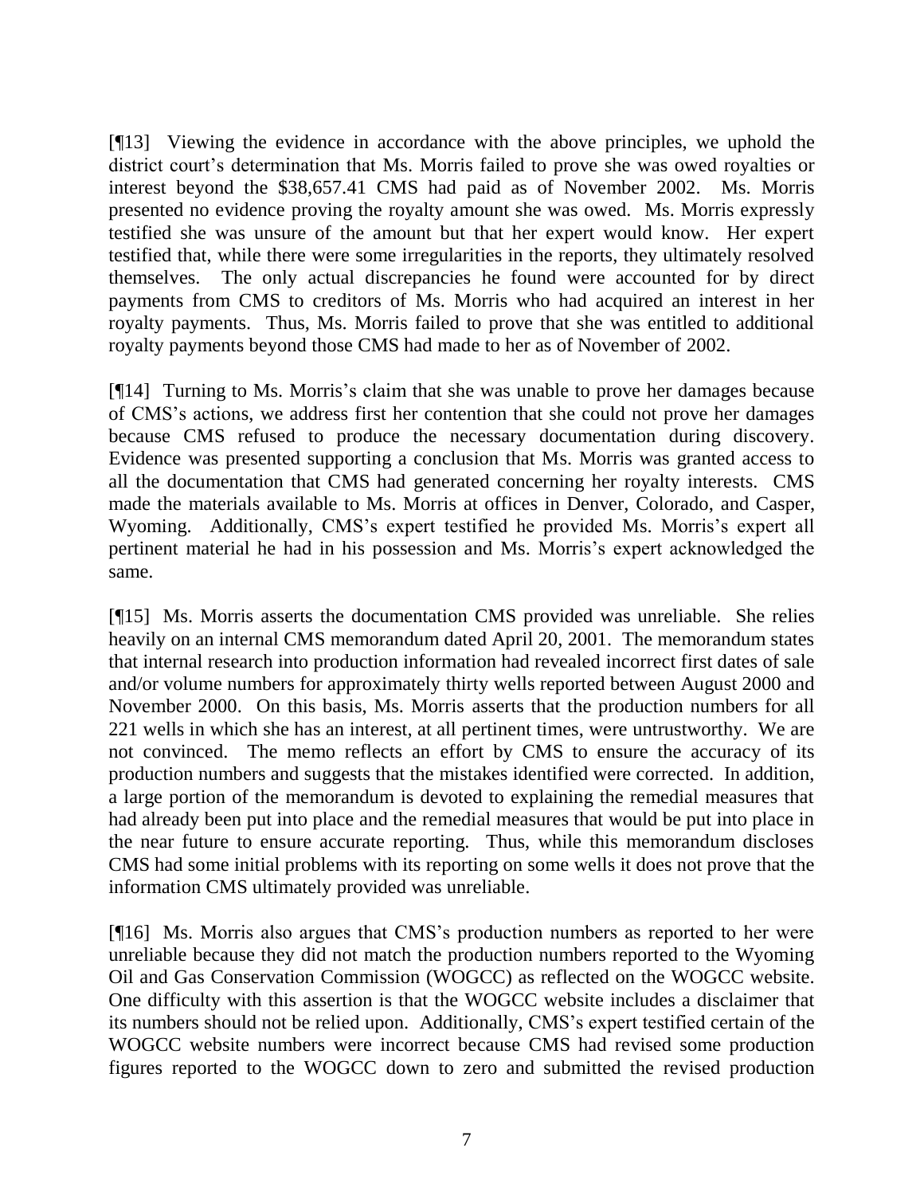[¶13] Viewing the evidence in accordance with the above principles, we uphold the district court's determination that Ms. Morris failed to prove she was owed royalties or interest beyond the $38,657.41 CMS had paid as of November 2002. Ms. Morris presented no evidence proving the royalty amount she was owed. Ms. Morris expressly testified she was unsure of the amount but that her expert would know. Her expert testified that, while there were some irregularities in the reports, they ultimately resolved themselves. The only actual discrepancies he found were accounted for by direct payments from CMS to creditors of Ms. Morris who had acquired an interest in her royalty payments. Thus, Ms. Morris failed to prove that she was entitled to additional royalty payments beyond those CMS had made to her as of November of 2002.

[¶14] Turning to Ms. Morris's claim that she was unable to prove her damages because of CMS's actions, we address first her contention that she could not prove her damages because CMS refused to produce the necessary documentation during discovery. Evidence was presented supporting a conclusion that Ms. Morris was granted access to all the documentation that CMS had generated concerning her royalty interests. CMS made the materials available to Ms. Morris at offices in Denver, Colorado, and Casper, Wyoming. Additionally, CMS's expert testified he provided Ms. Morris's expert all pertinent material he had in his possession and Ms. Morris's expert acknowledged the same.

[¶15] Ms. Morris asserts the documentation CMS provided was unreliable. She relies heavily on an internal CMS memorandum dated April 20, 2001. The memorandum states that internal research into production information had revealed incorrect first dates of sale and/or volume numbers for approximately thirty wells reported between August 2000 and November 2000. On this basis, Ms. Morris asserts that the production numbers for all 221 wells in which she has an interest, at all pertinent times, were untrustworthy. We are not convinced. The memo reflects an effort by CMS to ensure the accuracy of its production numbers and suggests that the mistakes identified were corrected. In addition, a large portion of the memorandum is devoted to explaining the remedial measures that had already been put into place and the remedial measures that would be put into place in the near future to ensure accurate reporting. Thus, while this memorandum discloses CMS had some initial problems with its reporting on some wells it does not prove that the information CMS ultimately provided was unreliable.

[¶16] Ms. Morris also argues that CMS's production numbers as reported to her were unreliable because they did not match the production numbers reported to the Wyoming Oil and Gas Conservation Commission (WOGCC) as reflected on the WOGCC website. One difficulty with this assertion is that the WOGCC website includes a disclaimer that its numbers should not be relied upon. Additionally, CMS's expert testified certain of the WOGCC website numbers were incorrect because CMS had revised some production figures reported to the WOGCC down to zero and submitted the revised production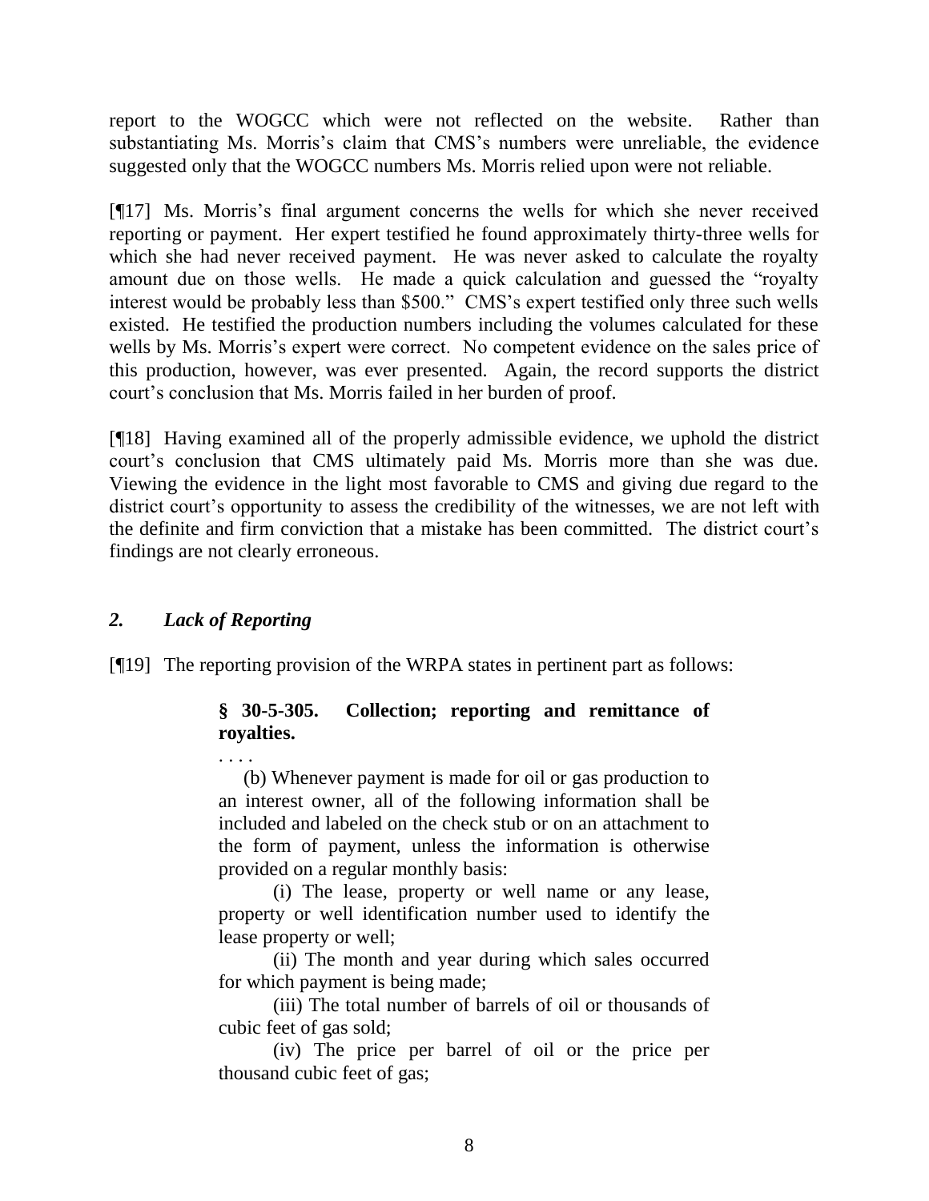report to the WOGCC which were not reflected on the website. Rather than substantiating Ms. Morris's claim that CMS's numbers were unreliable, the evidence suggested only that the WOGCC numbers Ms. Morris relied upon were not reliable.

[¶17] Ms. Morris's final argument concerns the wells for which she never received reporting or payment. Her expert testified he found approximately thirty-three wells for which she had never received payment. He was never asked to calculate the royalty amount due on those wells. He made a quick calculation and guessed the "royalty interest would be probably less than $500." CMS's expert testified only three such wells existed. He testified the production numbers including the volumes calculated for these wells by Ms. Morris's expert were correct. No competent evidence on the sales price of this production, however, was ever presented. Again, the record supports the district court's conclusion that Ms. Morris failed in her burden of proof.

[¶18] Having examined all of the properly admissible evidence, we uphold the district court's conclusion that CMS ultimately paid Ms. Morris more than she was due. Viewing the evidence in the light most favorable to CMS and giving due regard to the district court's opportunity to assess the credibility of the witnesses, we are not left with the definite and firm conviction that a mistake has been committed. The district court's findings are not clearly erroneous.

## *2. Lack of Reporting*

[¶19] The reporting provision of the WRPA states in pertinent part as follows:

> **§ 30-5-305. Collection; reporting and remittance of royalties.**
>
> . . . .
>
> (b) Whenever payment is made for oil or gas production to an interest owner, all of the following information shall be included and labeled on the check stub or on an attachment to the form of payment, unless the information is otherwise provided on a regular monthly basis:
>
> (i) The lease, property or well name or any lease, property or well identification number used to identify the lease property or well;
>
> (ii) The month and year during which sales occurred for which payment is being made;
>
> (iii) The total number of barrels of oil or thousands of cubic feet of gas sold;
>
> (iv) The price per barrel of oil or the price per thousand cubic feet of gas;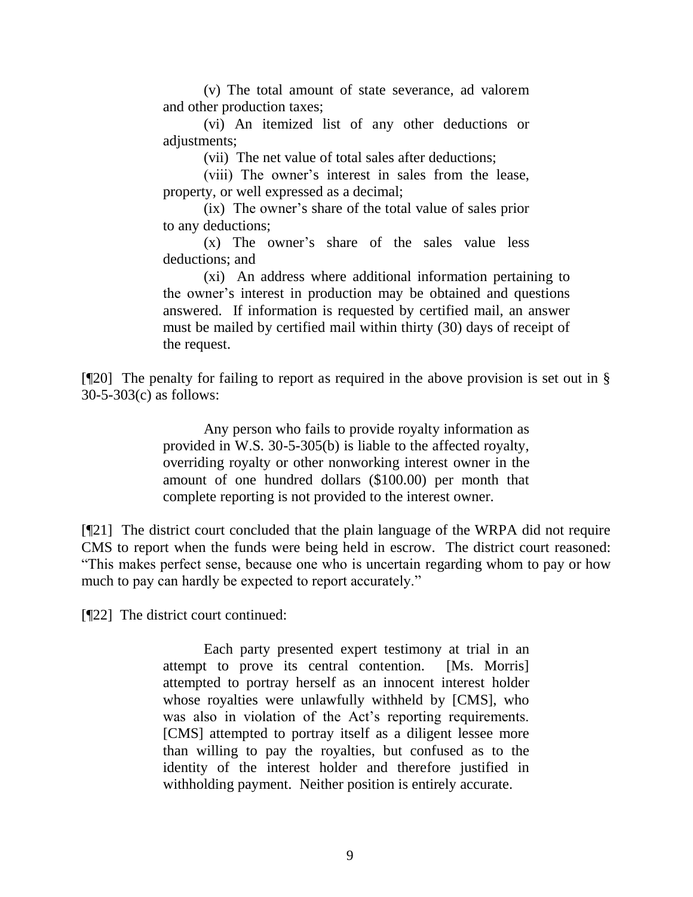(v) The total amount of state severance, ad valorem and other production taxes;

(vi) An itemized list of any other deductions or adjustments;

(vii) The net value of total sales after deductions;

(viii) The owner's interest in sales from the lease, property, or well expressed as a decimal;

(ix) The owner's share of the total value of sales prior to any deductions;

(x) The owner's share of the sales value less deductions; and

(xi) An address where additional information pertaining to the owner's interest in production may be obtained and questions answered. If information is requested by certified mail, an answer must be mailed by certified mail within thirty (30) days of receipt of the request.

[¶20] The penalty for failing to report as required in the above provision is set out in § 30-5-303(c) as follows:

> Any person who fails to provide royalty information as provided in W.S. 30-5-305(b) is liable to the affected royalty, overriding royalty or other nonworking interest owner in the amount of one hundred dollars ($100.00) per month that complete reporting is not provided to the interest owner.

[¶21] The district court concluded that the plain language of the WRPA did not require CMS to report when the funds were being held in escrow. The district court reasoned: "This makes perfect sense, because one who is uncertain regarding whom to pay or how much to pay can hardly be expected to report accurately."

[¶22] The district court continued:

> Each party presented expert testimony at trial in an attempt to prove its central contention. [Ms. Morris] attempted to portray herself as an innocent interest holder whose royalties were unlawfully withheld by [CMS], who was also in violation of the Act's reporting requirements. [CMS] attempted to portray itself as a diligent lessee more than willing to pay the royalties, but confused as to the identity of the interest holder and therefore justified in withholding payment. Neither position is entirely accurate.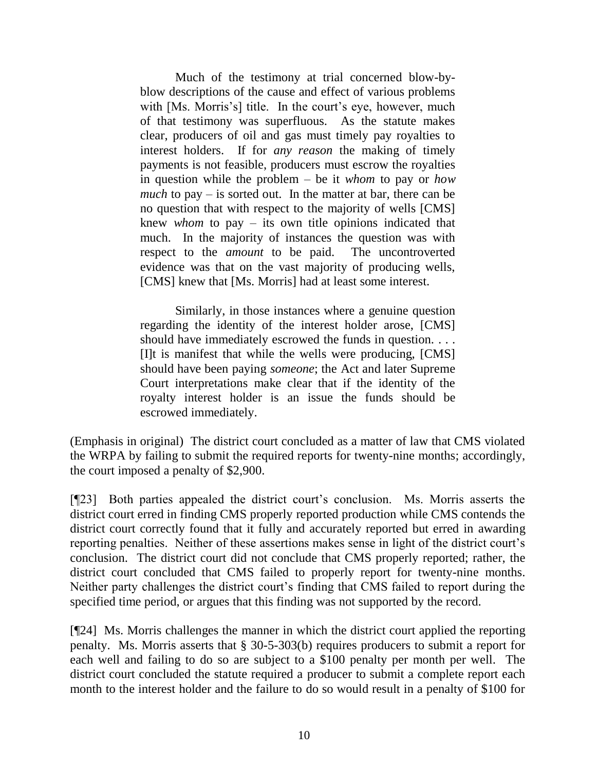> Much of the testimony at trial concerned blow-by-blow descriptions of the cause and effect of various problems with [Ms. Morris's] title. In the court's eye, however, much of that testimony was superfluous. As the statute makes clear, producers of oil and gas must timely pay royalties to interest holders. If for *any reason* the making of timely payments is not feasible, producers must escrow the royalties in question while the problem – be it *whom* to pay or *how much* to pay – is sorted out. In the matter at bar, there can be no question that with respect to the majority of wells [CMS] knew *whom* to pay – its own title opinions indicated that much. In the majority of instances the question was with respect to the *amount* to be paid. The uncontroverted evidence was that on the vast majority of producing wells, [CMS] knew that [Ms. Morris] had at least some interest.
>
> Similarly, in those instances where a genuine question regarding the identity of the interest holder arose, [CMS] should have immediately escrowed the funds in question. . . . [I]t is manifest that while the wells were producing, [CMS] should have been paying *someone*; the Act and later Supreme Court interpretations make clear that if the identity of the royalty interest holder is an issue the funds should be escrowed immediately.

(Emphasis in original) The district court concluded as a matter of law that CMS violated the WRPA by failing to submit the required reports for twenty-nine months; accordingly, the court imposed a penalty of $2,900.

[¶23] Both parties appealed the district court's conclusion. Ms. Morris asserts the district court erred in finding CMS properly reported production while CMS contends the district court correctly found that it fully and accurately reported but erred in awarding reporting penalties. Neither of these assertions makes sense in light of the district court's conclusion. The district court did not conclude that CMS properly reported; rather, the district court concluded that CMS failed to properly report for twenty-nine months. Neither party challenges the district court's finding that CMS failed to report during the specified time period, or argues that this finding was not supported by the record.

[¶24] Ms. Morris challenges the manner in which the district court applied the reporting penalty. Ms. Morris asserts that § 30-5-303(b) requires producers to submit a report for each well and failing to do so are subject to a $100 penalty per month per well. The district court concluded the statute required a producer to submit a complete report each month to the interest holder and the failure to do so would result in a penalty of $100 for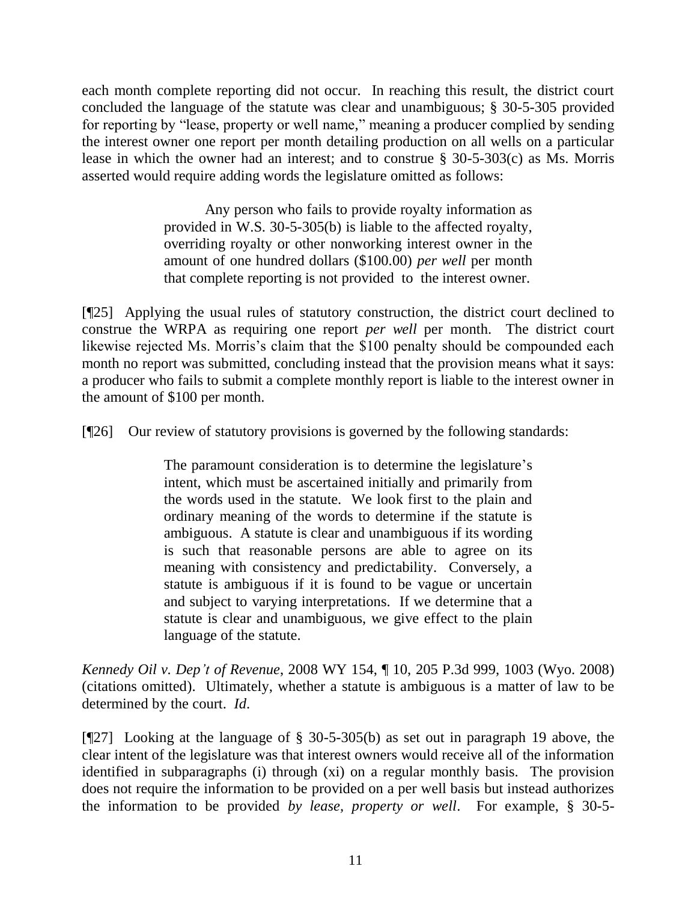each month complete reporting did not occur. In reaching this result, the district court concluded the language of the statute was clear and unambiguous; § 30-5-305 provided for reporting by "lease, property or well name," meaning a producer complied by sending the interest owner one report per month detailing production on all wells on a particular lease in which the owner had an interest; and to construe § 30-5-303(c) as Ms. Morris asserted would require adding words the legislature omitted as follows:

> Any person who fails to provide royalty information as provided in W.S. 30-5-305(b) is liable to the affected royalty, overriding royalty or other nonworking interest owner in the amount of one hundred dollars ($100.00) *per well* per month that complete reporting is not provided to the interest owner.

[¶25] Applying the usual rules of statutory construction, the district court declined to construe the WRPA as requiring one report *per well* per month. The district court likewise rejected Ms. Morris's claim that the $100 penalty should be compounded each month no report was submitted, concluding instead that the provision means what it says: a producer who fails to submit a complete monthly report is liable to the interest owner in the amount of $100 per month.

[¶26] Our review of statutory provisions is governed by the following standards:

> The paramount consideration is to determine the legislature's intent, which must be ascertained initially and primarily from the words used in the statute. We look first to the plain and ordinary meaning of the words to determine if the statute is ambiguous. A statute is clear and unambiguous if its wording is such that reasonable persons are able to agree on its meaning with consistency and predictability. Conversely, a statute is ambiguous if it is found to be vague or uncertain and subject to varying interpretations. If we determine that a statute is clear and unambiguous, we give effect to the plain language of the statute.

*Kennedy Oil v. Dep't of Revenue*, 2008 WY 154, ¶ 10, 205 P.3d 999, 1003 (Wyo. 2008) (citations omitted). Ultimately, whether a statute is ambiguous is a matter of law to be determined by the court. *Id.*

[¶27] Looking at the language of § 30-5-305(b) as set out in paragraph 19 above, the clear intent of the legislature was that interest owners would receive all of the information identified in subparagraphs (i) through (xi) on a regular monthly basis. The provision does not require the information to be provided on a per well basis but instead authorizes the information to be provided *by lease, property or well*. For example, § 30-5-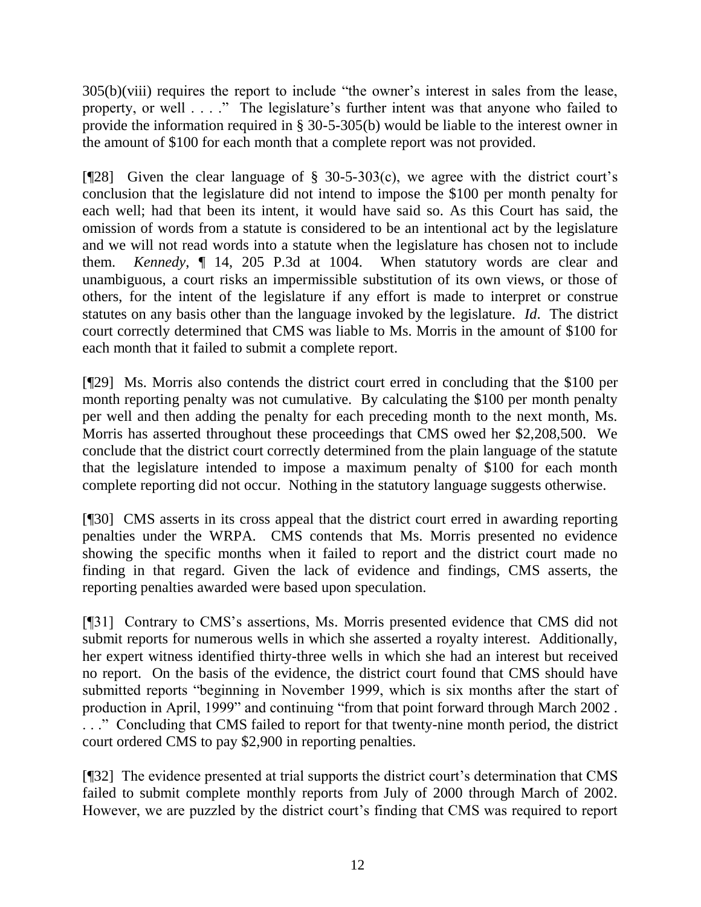305(b)(viii) requires the report to include "the owner's interest in sales from the lease, property, or well . . . ." The legislature's further intent was that anyone who failed to provide the information required in § 30-5-305(b) would be liable to the interest owner in the amount of $100 for each month that a complete report was not provided.

[¶28] Given the clear language of § 30-5-303(c), we agree with the district court's conclusion that the legislature did not intend to impose the $100 per month penalty for each well; had that been its intent, it would have said so. As this Court has said, the omission of words from a statute is considered to be an intentional act by the legislature and we will not read words into a statute when the legislature has chosen not to include them. *Kennedy*, ¶ 14, 205 P.3d at 1004. When statutory words are clear and unambiguous, a court risks an impermissible substitution of its own views, or those of others, for the intent of the legislature if any effort is made to interpret or construe statutes on any basis other than the language invoked by the legislature. *Id*. The district court correctly determined that CMS was liable to Ms. Morris in the amount of $100 for each month that it failed to submit a complete report.

[¶29] Ms. Morris also contends the district court erred in concluding that the $100 per month reporting penalty was not cumulative. By calculating the $100 per month penalty per well and then adding the penalty for each preceding month to the next month, Ms. Morris has asserted throughout these proceedings that CMS owed her $2,208,500. We conclude that the district court correctly determined from the plain language of the statute that the legislature intended to impose a maximum penalty of $100 for each month complete reporting did not occur. Nothing in the statutory language suggests otherwise.

[¶30] CMS asserts in its cross appeal that the district court erred in awarding reporting penalties under the WRPA. CMS contends that Ms. Morris presented no evidence showing the specific months when it failed to report and the district court made no finding in that regard. Given the lack of evidence and findings, CMS asserts, the reporting penalties awarded were based upon speculation.

[¶31] Contrary to CMS's assertions, Ms. Morris presented evidence that CMS did not submit reports for numerous wells in which she asserted a royalty interest. Additionally, her expert witness identified thirty-three wells in which she had an interest but received no report. On the basis of the evidence, the district court found that CMS should have submitted reports "beginning in November 1999, which is six months after the start of production in April, 1999" and continuing "from that point forward through March 2002 . . . ." Concluding that CMS failed to report for that twenty-nine month period, the district court ordered CMS to pay $2,900 in reporting penalties.

[¶32] The evidence presented at trial supports the district court's determination that CMS failed to submit complete monthly reports from July of 2000 through March of 2002. However, we are puzzled by the district court's finding that CMS was required to report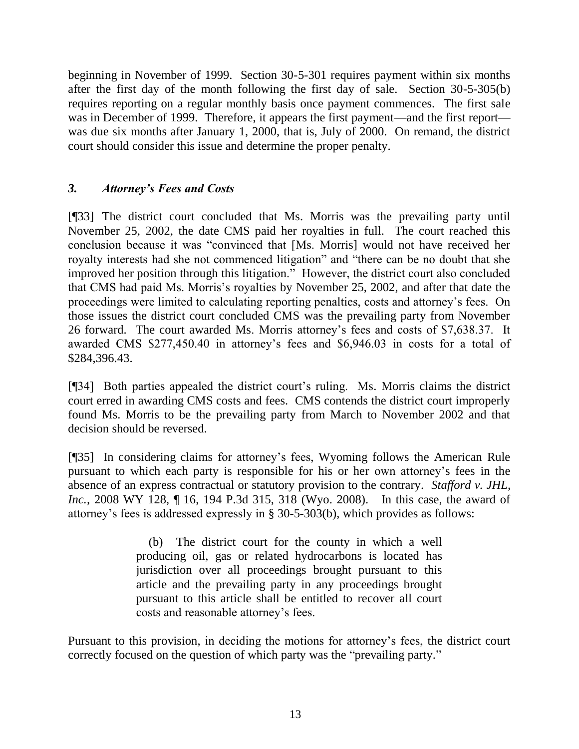beginning in November of 1999. Section 30-5-301 requires payment within six months after the first day of the month following the first day of sale. Section 30-5-305(b) requires reporting on a regular monthly basis once payment commences. The first sale was in December of 1999. Therefore, it appears the first payment—and the first report—was due six months after January 1, 2000, that is, July of 2000. On remand, the district court should consider this issue and determine the proper penalty.

### *3. Attorney's Fees and Costs*

[¶33] The district court concluded that Ms. Morris was the prevailing party until November 25, 2002, the date CMS paid her royalties in full. The court reached this conclusion because it was "convinced that [Ms. Morris] would not have received her royalty interests had she not commenced litigation" and "there can be no doubt that she improved her position through this litigation." However, the district court also concluded that CMS had paid Ms. Morris's royalties by November 25, 2002, and after that date the proceedings were limited to calculating reporting penalties, costs and attorney's fees. On those issues the district court concluded CMS was the prevailing party from November 26 forward. The court awarded Ms. Morris attorney's fees and costs of $7,638.37. It awarded CMS $277,450.40 in attorney's fees and $6,946.03 in costs for a total of $284,396.43.

[¶34] Both parties appealed the district court's ruling. Ms. Morris claims the district court erred in awarding CMS costs and fees. CMS contends the district court improperly found Ms. Morris to be the prevailing party from March to November 2002 and that decision should be reversed.

[¶35] In considering claims for attorney's fees, Wyoming follows the American Rule pursuant to which each party is responsible for his or her own attorney's fees in the absence of an express contractual or statutory provision to the contrary. *Stafford v. JHL, Inc.*, 2008 WY 128, ¶ 16, 194 P.3d 315, 318 (Wyo. 2008). In this case, the award of attorney's fees is addressed expressly in § 30-5-303(b), which provides as follows:

> (b) The district court for the county in which a well producing oil, gas or related hydrocarbons is located has jurisdiction over all proceedings brought pursuant to this article and the prevailing party in any proceedings brought pursuant to this article shall be entitled to recover all court costs and reasonable attorney's fees.

Pursuant to this provision, in deciding the motions for attorney's fees, the district court correctly focused on the question of which party was the "prevailing party."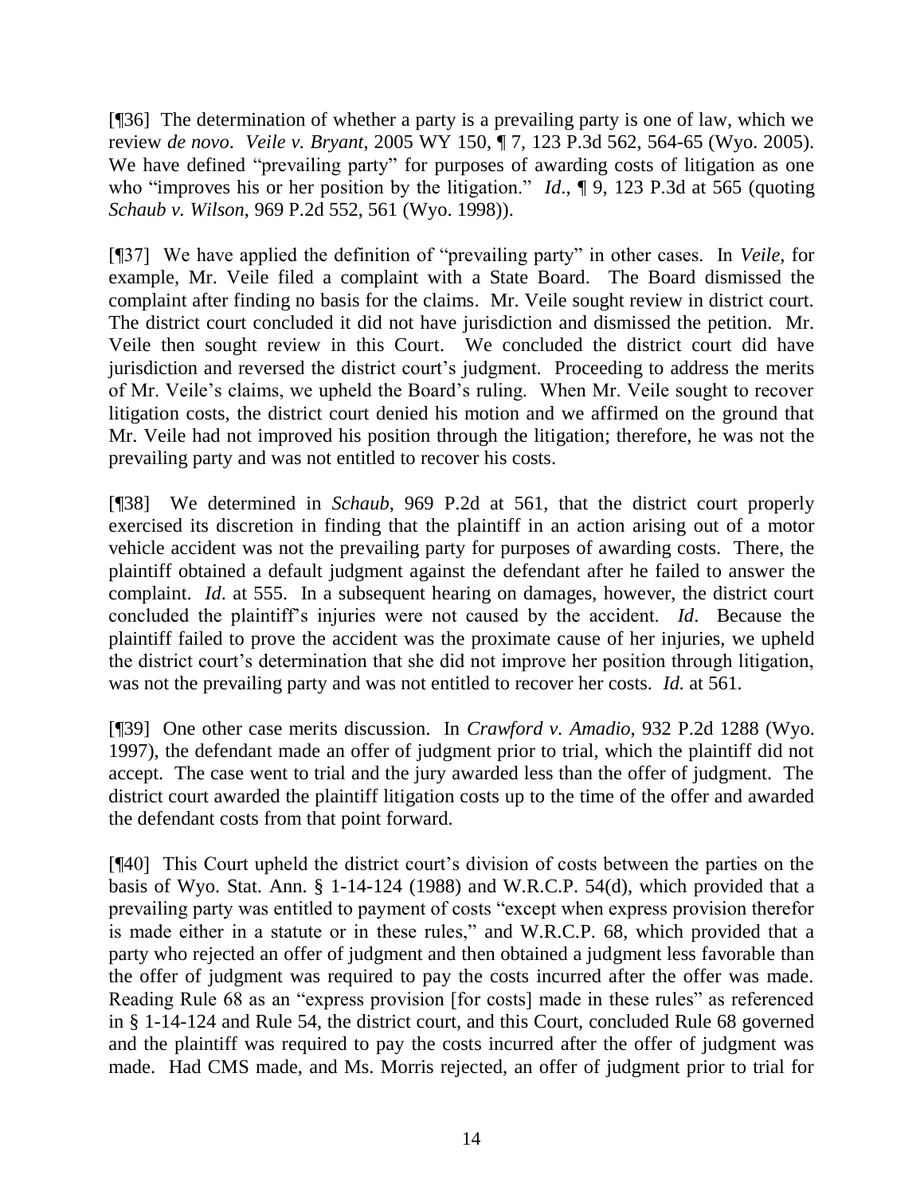[¶36] The determination of whether a party is a prevailing party is one of law, which we review *de novo*. *Veile v. Bryant*, 2005 WY 150, ¶ 7, 123 P.3d 562, 564-65 (Wyo. 2005). We have defined "prevailing party" for purposes of awarding costs of litigation as one who "improves his or her position by the litigation." *Id.*, ¶ 9, 123 P.3d at 565 (quoting *Schaub v. Wilson*, 969 P.2d 552, 561 (Wyo. 1998)).

[¶37] We have applied the definition of "prevailing party" in other cases. In *Veile*, for example, Mr. Veile filed a complaint with a State Board. The Board dismissed the complaint after finding no basis for the claims. Mr. Veile sought review in district court. The district court concluded it did not have jurisdiction and dismissed the petition. Mr. Veile then sought review in this Court. We concluded the district court did have jurisdiction and reversed the district court's judgment. Proceeding to address the merits of Mr. Veile's claims, we upheld the Board's ruling. When Mr. Veile sought to recover litigation costs, the district court denied his motion and we affirmed on the ground that Mr. Veile had not improved his position through the litigation; therefore, he was not the prevailing party and was not entitled to recover his costs.

[¶38] We determined in *Schaub*, 969 P.2d at 561, that the district court properly exercised its discretion in finding that the plaintiff in an action arising out of a motor vehicle accident was not the prevailing party for purposes of awarding costs. There, the plaintiff obtained a default judgment against the defendant after he failed to answer the complaint. *Id.* at 555. In a subsequent hearing on damages, however, the district court concluded the plaintiff's injuries were not caused by the accident. *Id*. Because the plaintiff failed to prove the accident was the proximate cause of her injuries, we upheld the district court's determination that she did not improve her position through litigation, was not the prevailing party and was not entitled to recover her costs. *Id.* at 561.

[¶39] One other case merits discussion. In *Crawford v. Amadio*, 932 P.2d 1288 (Wyo. 1997), the defendant made an offer of judgment prior to trial, which the plaintiff did not accept. The case went to trial and the jury awarded less than the offer of judgment. The district court awarded the plaintiff litigation costs up to the time of the offer and awarded the defendant costs from that point forward.

[¶40] This Court upheld the district court's division of costs between the parties on the basis of Wyo. Stat. Ann. § 1-14-124 (1988) and W.R.C.P. 54(d), which provided that a prevailing party was entitled to payment of costs "except when express provision therefor is made either in a statute or in these rules," and W.R.C.P. 68, which provided that a party who rejected an offer of judgment and then obtained a judgment less favorable than the offer of judgment was required to pay the costs incurred after the offer was made. Reading Rule 68 as an "express provision [for costs] made in these rules" as referenced in § 1-14-124 and Rule 54, the district court, and this Court, concluded Rule 68 governed and the plaintiff was required to pay the costs incurred after the offer of judgment was made. Had CMS made, and Ms. Morris rejected, an offer of judgment prior to trial for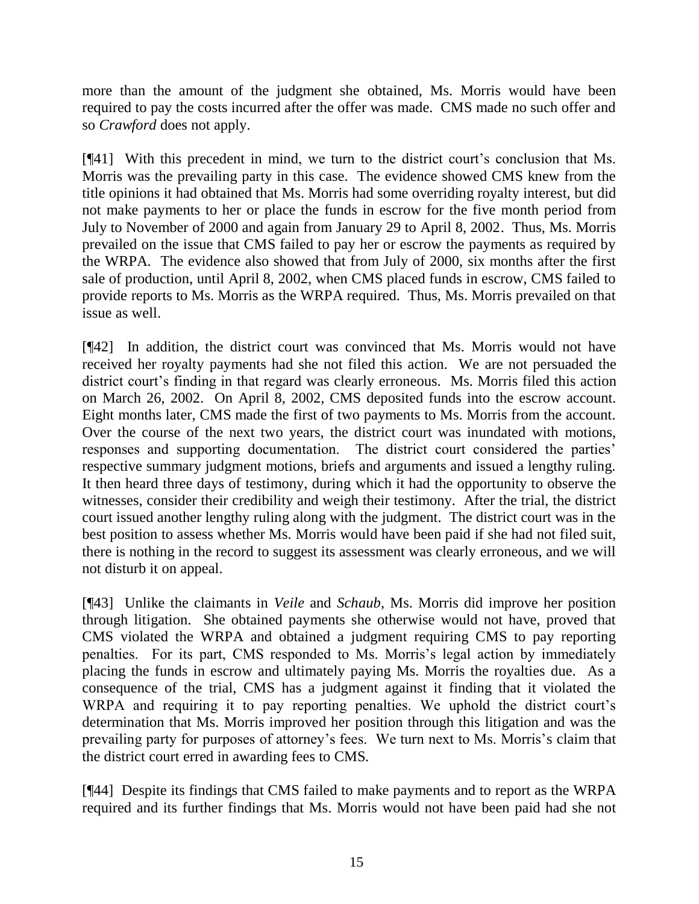more than the amount of the judgment she obtained, Ms. Morris would have been required to pay the costs incurred after the offer was made. CMS made no such offer and so *Crawford* does not apply.

[¶41] With this precedent in mind, we turn to the district court's conclusion that Ms. Morris was the prevailing party in this case. The evidence showed CMS knew from the title opinions it had obtained that Ms. Morris had some overriding royalty interest, but did not make payments to her or place the funds in escrow for the five month period from July to November of 2000 and again from January 29 to April 8, 2002. Thus, Ms. Morris prevailed on the issue that CMS failed to pay her or escrow the payments as required by the WRPA. The evidence also showed that from July of 2000, six months after the first sale of production, until April 8, 2002, when CMS placed funds in escrow, CMS failed to provide reports to Ms. Morris as the WRPA required. Thus, Ms. Morris prevailed on that issue as well.

[¶42] In addition, the district court was convinced that Ms. Morris would not have received her royalty payments had she not filed this action. We are not persuaded the district court's finding in that regard was clearly erroneous. Ms. Morris filed this action on March 26, 2002. On April 8, 2002, CMS deposited funds into the escrow account. Eight months later, CMS made the first of two payments to Ms. Morris from the account. Over the course of the next two years, the district court was inundated with motions, responses and supporting documentation. The district court considered the parties' respective summary judgment motions, briefs and arguments and issued a lengthy ruling. It then heard three days of testimony, during which it had the opportunity to observe the witnesses, consider their credibility and weigh their testimony. After the trial, the district court issued another lengthy ruling along with the judgment. The district court was in the best position to assess whether Ms. Morris would have been paid if she had not filed suit, there is nothing in the record to suggest its assessment was clearly erroneous, and we will not disturb it on appeal.

[¶43] Unlike the claimants in *Veile* and *Schaub*, Ms. Morris did improve her position through litigation. She obtained payments she otherwise would not have, proved that CMS violated the WRPA and obtained a judgment requiring CMS to pay reporting penalties. For its part, CMS responded to Ms. Morris's legal action by immediately placing the funds in escrow and ultimately paying Ms. Morris the royalties due. As a consequence of the trial, CMS has a judgment against it finding that it violated the WRPA and requiring it to pay reporting penalties. We uphold the district court's determination that Ms. Morris improved her position through this litigation and was the prevailing party for purposes of attorney's fees. We turn next to Ms. Morris's claim that the district court erred in awarding fees to CMS.

[¶44] Despite its findings that CMS failed to make payments and to report as the WRPA required and its further findings that Ms. Morris would not have been paid had she not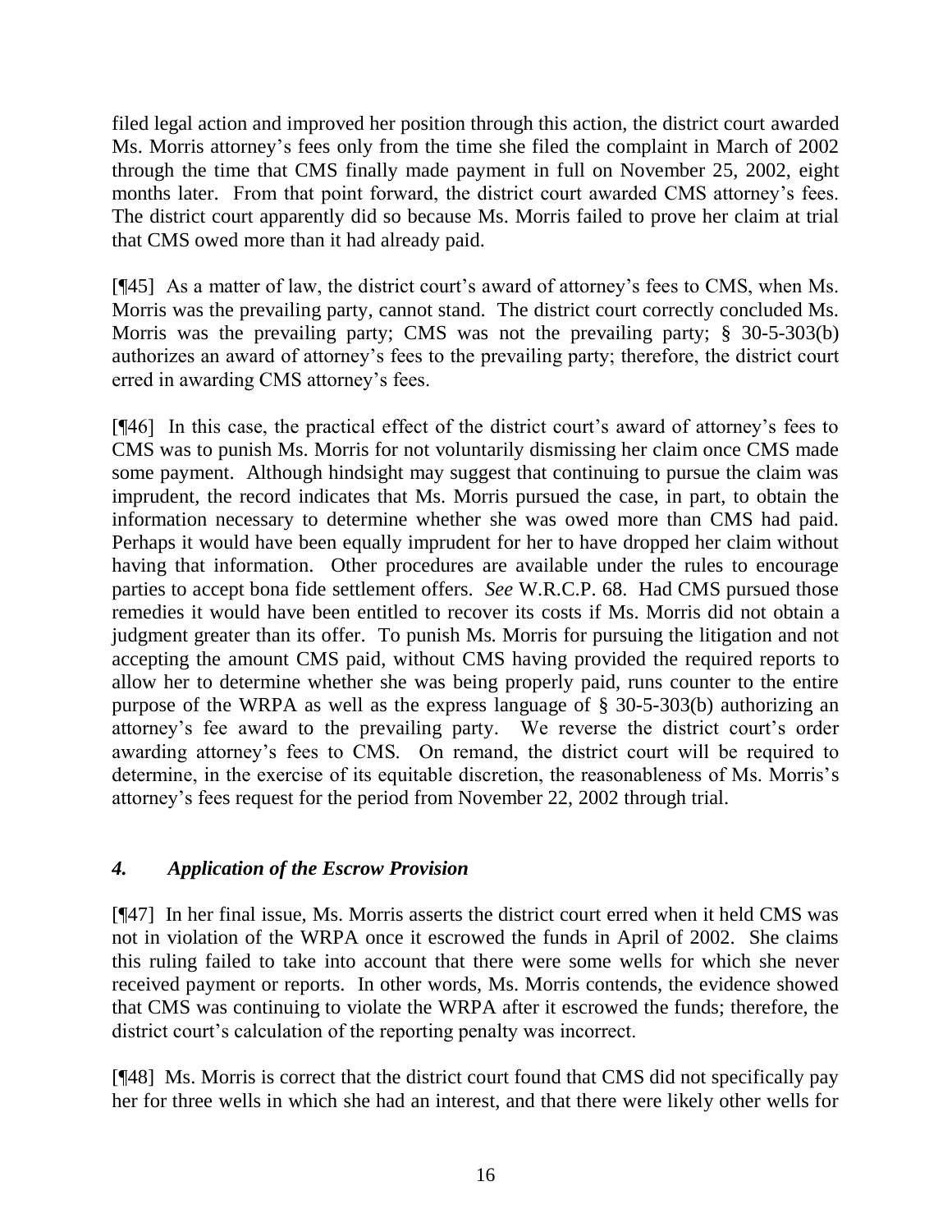filed legal action and improved her position through this action, the district court awarded Ms. Morris attorney's fees only from the time she filed the complaint in March of 2002 through the time that CMS finally made payment in full on November 25, 2002, eight months later. From that point forward, the district court awarded CMS attorney's fees. The district court apparently did so because Ms. Morris failed to prove her claim at trial that CMS owed more than it had already paid.

[¶45] As a matter of law, the district court's award of attorney's fees to CMS, when Ms. Morris was the prevailing party, cannot stand. The district court correctly concluded Ms. Morris was the prevailing party; CMS was not the prevailing party; § 30-5-303(b) authorizes an award of attorney's fees to the prevailing party; therefore, the district court erred in awarding CMS attorney's fees.

[¶46] In this case, the practical effect of the district court's award of attorney's fees to CMS was to punish Ms. Morris for not voluntarily dismissing her claim once CMS made some payment. Although hindsight may suggest that continuing to pursue the claim was imprudent, the record indicates that Ms. Morris pursued the case, in part, to obtain the information necessary to determine whether she was owed more than CMS had paid. Perhaps it would have been equally imprudent for her to have dropped her claim without having that information. Other procedures are available under the rules to encourage parties to accept bona fide settlement offers. *See* W.R.C.P. 68. Had CMS pursued those remedies it would have been entitled to recover its costs if Ms. Morris did not obtain a judgment greater than its offer. To punish Ms. Morris for pursuing the litigation and not accepting the amount CMS paid, without CMS having provided the required reports to allow her to determine whether she was being properly paid, runs counter to the entire purpose of the WRPA as well as the express language of § 30-5-303(b) authorizing an attorney's fee award to the prevailing party. We reverse the district court's order awarding attorney's fees to CMS. On remand, the district court will be required to determine, in the exercise of its equitable discretion, the reasonableness of Ms. Morris's attorney's fees request for the period from November 22, 2002 through trial.

### *4. Application of the Escrow Provision*

[¶47] In her final issue, Ms. Morris asserts the district court erred when it held CMS was not in violation of the WRPA once it escrowed the funds in April of 2002. She claims this ruling failed to take into account that there were some wells for which she never received payment or reports. In other words, Ms. Morris contends, the evidence showed that CMS was continuing to violate the WRPA after it escrowed the funds; therefore, the district court's calculation of the reporting penalty was incorrect.

[¶48] Ms. Morris is correct that the district court found that CMS did not specifically pay her for three wells in which she had an interest, and that there were likely other wells for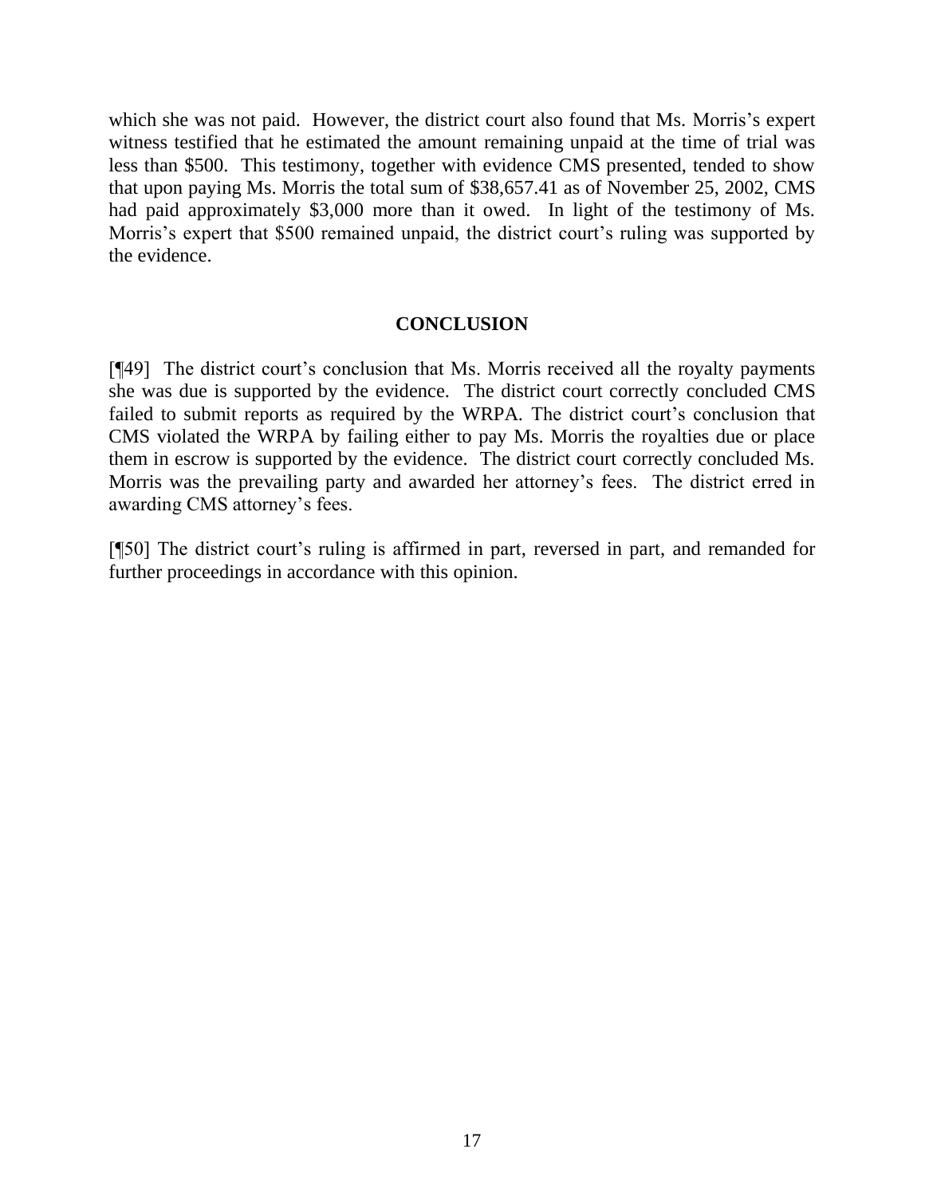which she was not paid. However, the district court also found that Ms. Morris's expert witness testified that he estimated the amount remaining unpaid at the time of trial was less than $500. This testimony, together with evidence CMS presented, tended to show that upon paying Ms. Morris the total sum of $38,657.41 as of November 25, 2002, CMS had paid approximately $3,000 more than it owed. In light of the testimony of Ms. Morris's expert that $500 remained unpaid, the district court's ruling was supported by the evidence.

## CONCLUSION

[¶49] The district court's conclusion that Ms. Morris received all the royalty payments she was due is supported by the evidence. The district court correctly concluded CMS failed to submit reports as required by the WRPA. The district court's conclusion that CMS violated the WRPA by failing either to pay Ms. Morris the royalties due or place them in escrow is supported by the evidence. The district court correctly concluded Ms. Morris was the prevailing party and awarded her attorney's fees. The district erred in awarding CMS attorney's fees.

[¶50] The district court's ruling is affirmed in part, reversed in part, and remanded for further proceedings in accordance with this opinion.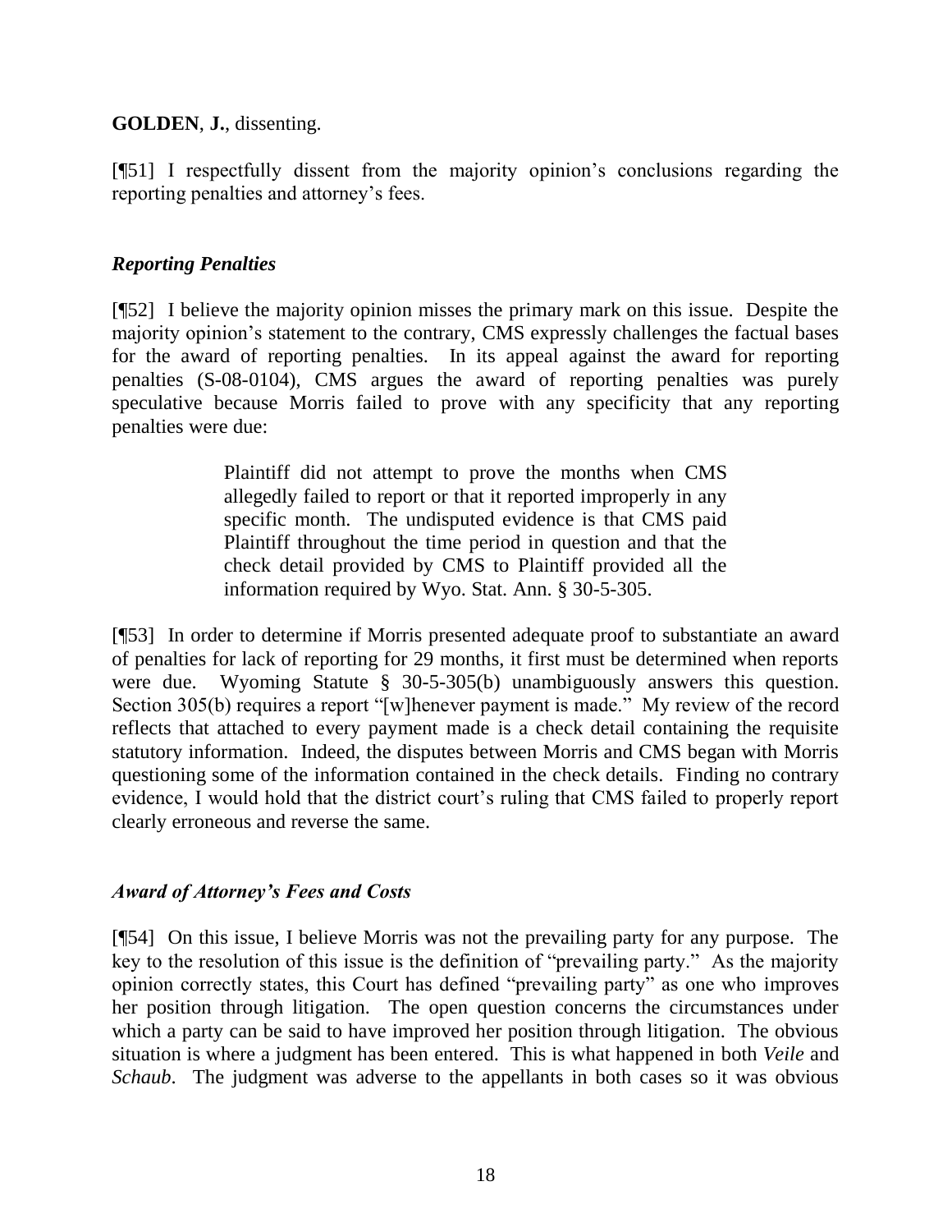**GOLDEN**, **J.**, dissenting.

[¶51] I respectfully dissent from the majority opinion's conclusions regarding the reporting penalties and attorney's fees.

### *Reporting Penalties*

[¶52] I believe the majority opinion misses the primary mark on this issue. Despite the majority opinion's statement to the contrary, CMS expressly challenges the factual bases for the award of reporting penalties. In its appeal against the award for reporting penalties (S-08-0104), CMS argues the award of reporting penalties was purely speculative because Morris failed to prove with any specificity that any reporting penalties were due:

> Plaintiff did not attempt to prove the months when CMS allegedly failed to report or that it reported improperly in any specific month. The undisputed evidence is that CMS paid Plaintiff throughout the time period in question and that the check detail provided by CMS to Plaintiff provided all the information required by Wyo. Stat. Ann. § 30-5-305.

[¶53] In order to determine if Morris presented adequate proof to substantiate an award of penalties for lack of reporting for 29 months, it first must be determined when reports were due. Wyoming Statute § 30-5-305(b) unambiguously answers this question. Section 305(b) requires a report "[w]henever payment is made." My review of the record reflects that attached to every payment made is a check detail containing the requisite statutory information. Indeed, the disputes between Morris and CMS began with Morris questioning some of the information contained in the check details. Finding no contrary evidence, I would hold that the district court's ruling that CMS failed to properly report clearly erroneous and reverse the same.

### *Award of Attorney's Fees and Costs*

[¶54] On this issue, I believe Morris was not the prevailing party for any purpose. The key to the resolution of this issue is the definition of "prevailing party." As the majority opinion correctly states, this Court has defined "prevailing party" as one who improves her position through litigation. The open question concerns the circumstances under which a party can be said to have improved her position through litigation. The obvious situation is where a judgment has been entered. This is what happened in both *Veile* and *Schaub*. The judgment was adverse to the appellants in both cases so it was obvious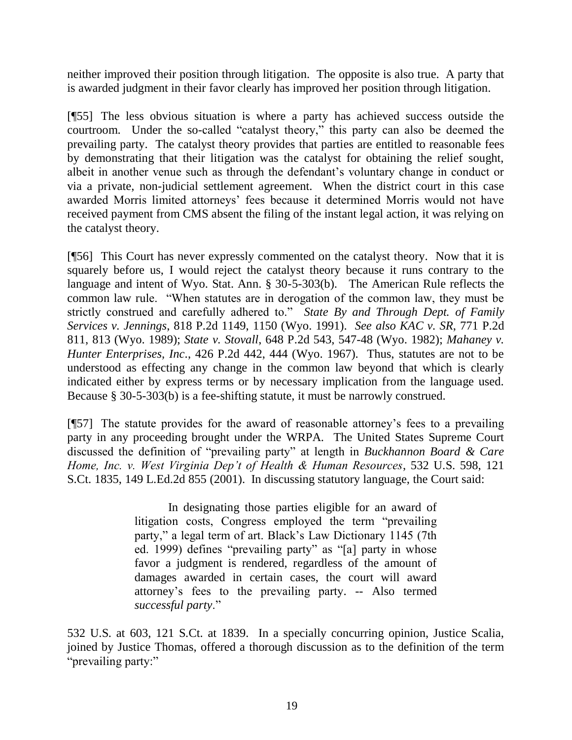neither improved their position through litigation. The opposite is also true. A party that is awarded judgment in their favor clearly has improved her position through litigation.

[¶55] The less obvious situation is where a party has achieved success outside the courtroom. Under the so-called "catalyst theory," this party can also be deemed the prevailing party. The catalyst theory provides that parties are entitled to reasonable fees by demonstrating that their litigation was the catalyst for obtaining the relief sought, albeit in another venue such as through the defendant's voluntary change in conduct or via a private, non-judicial settlement agreement. When the district court in this case awarded Morris limited attorneys' fees because it determined Morris would not have received payment from CMS absent the filing of the instant legal action, it was relying on the catalyst theory.

[¶56] This Court has never expressly commented on the catalyst theory. Now that it is squarely before us, I would reject the catalyst theory because it runs contrary to the language and intent of Wyo. Stat. Ann. § 30-5-303(b). The American Rule reflects the common law rule. "When statutes are in derogation of the common law, they must be strictly construed and carefully adhered to." *State By and Through Dept. of Family Services v. Jennings*, 818 P.2d 1149, 1150 (Wyo. 1991). *See also KAC v. SR*, 771 P.2d 811, 813 (Wyo. 1989); *State v. Stovall*, 648 P.2d 543, 547-48 (Wyo. 1982); *Mahaney v. Hunter Enterprises, Inc*., 426 P.2d 442, 444 (Wyo. 1967). Thus, statutes are not to be understood as effecting any change in the common law beyond that which is clearly indicated either by express terms or by necessary implication from the language used. Because § 30-5-303(b) is a fee-shifting statute, it must be narrowly construed.

[¶57] The statute provides for the award of reasonable attorney's fees to a prevailing party in any proceeding brought under the WRPA. The United States Supreme Court discussed the definition of "prevailing party" at length in *Buckhannon Board & Care Home, Inc. v. West Virginia Dep't of Health & Human Resources*, 532 U.S. 598, 121 S.Ct. 1835, 149 L.Ed.2d 855 (2001). In discussing statutory language, the Court said:

> In designating those parties eligible for an award of litigation costs, Congress employed the term "prevailing party," a legal term of art. Black's Law Dictionary 1145 (7th ed. 1999) defines "prevailing party" as "[a] party in whose favor a judgment is rendered, regardless of the amount of damages awarded in certain cases, the court will award attorney's fees to the prevailing party. -- Also termed *successful party*."

532 U.S. at 603, 121 S.Ct. at 1839. In a specially concurring opinion, Justice Scalia, joined by Justice Thomas, offered a thorough discussion as to the definition of the term "prevailing party:"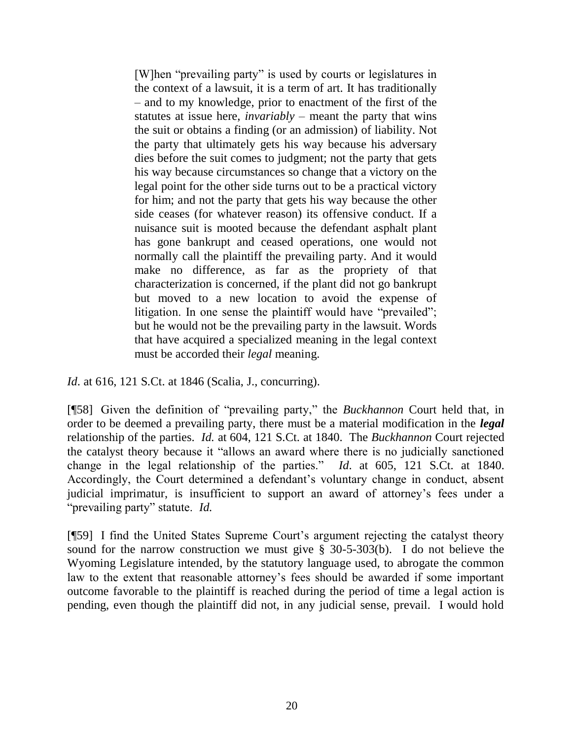> [W]hen "prevailing party" is used by courts or legislatures in the context of a lawsuit, it is a term of art. It has traditionally – and to my knowledge, prior to enactment of the first of the statutes at issue here, *invariably* – meant the party that wins the suit or obtains a finding (or an admission) of liability. Not the party that ultimately gets his way because his adversary dies before the suit comes to judgment; not the party that gets his way because circumstances so change that a victory on the legal point for the other side turns out to be a practical victory for him; and not the party that gets his way because the other side ceases (for whatever reason) its offensive conduct. If a nuisance suit is mooted because the defendant asphalt plant has gone bankrupt and ceased operations, one would not normally call the plaintiff the prevailing party. And it would make no difference, as far as the propriety of that characterization is concerned, if the plant did not go bankrupt but moved to a new location to avoid the expense of litigation. In one sense the plaintiff would have "prevailed"; but he would not be the prevailing party in the lawsuit. Words that have acquired a specialized meaning in the legal context must be accorded their *legal* meaning.

*Id*. at 616, 121 S.Ct. at 1846 (Scalia, J., concurring).

[¶58] Given the definition of "prevailing party," the *Buckhannon* Court held that, in order to be deemed a prevailing party, there must be a material modification in the ***legal*** relationship of the parties. *Id.* at 604, 121 S.Ct. at 1840. The *Buckhannon* Court rejected the catalyst theory because it "allows an award where there is no judicially sanctioned change in the legal relationship of the parties." *Id*. at 605, 121 S.Ct. at 1840. Accordingly, the Court determined a defendant's voluntary change in conduct, absent judicial imprimatur, is insufficient to support an award of attorney's fees under a "prevailing party" statute. *Id.*

[¶59] I find the United States Supreme Court's argument rejecting the catalyst theory sound for the narrow construction we must give § 30-5-303(b). I do not believe the Wyoming Legislature intended, by the statutory language used, to abrogate the common law to the extent that reasonable attorney's fees should be awarded if some important outcome favorable to the plaintiff is reached during the period of time a legal action is pending, even though the plaintiff did not, in any judicial sense, prevail. I would hold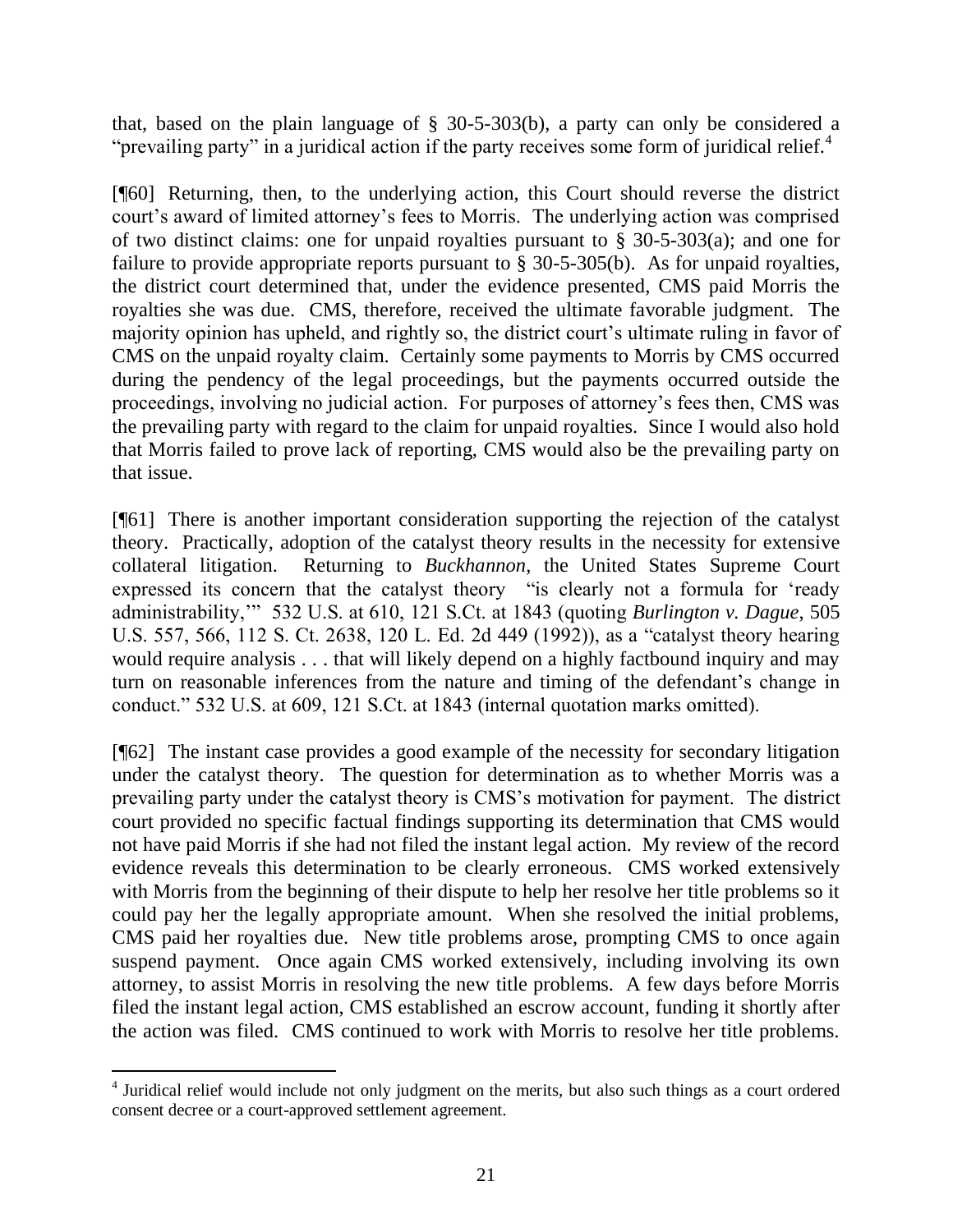that, based on the plain language of § 30-5-303(b), a party can only be considered a "prevailing party" in a juridical action if the party receives some form of juridical relief.[4]

[¶60] Returning, then, to the underlying action, this Court should reverse the district court's award of limited attorney's fees to Morris. The underlying action was comprised of two distinct claims: one for unpaid royalties pursuant to § 30-5-303(a); and one for failure to provide appropriate reports pursuant to § 30-5-305(b). As for unpaid royalties, the district court determined that, under the evidence presented, CMS paid Morris the royalties she was due. CMS, therefore, received the ultimate favorable judgment. The majority opinion has upheld, and rightly so, the district court's ultimate ruling in favor of CMS on the unpaid royalty claim. Certainly some payments to Morris by CMS occurred during the pendency of the legal proceedings, but the payments occurred outside the proceedings, involving no judicial action. For purposes of attorney's fees then, CMS was the prevailing party with regard to the claim for unpaid royalties. Since I would also hold that Morris failed to prove lack of reporting, CMS would also be the prevailing party on that issue.

[¶61] There is another important consideration supporting the rejection of the catalyst theory. Practically, adoption of the catalyst theory results in the necessity for extensive collateral litigation. Returning to *Buckhannon*, the United States Supreme Court expressed its concern that the catalyst theory "is clearly not a formula for 'ready administrability,'" 532 U.S. at 610, 121 S.Ct. at 1843 (quoting *Burlington v. Dague*, 505 U.S. 557, 566, 112 S. Ct. 2638, 120 L. Ed. 2d 449 (1992)), as a "catalyst theory hearing would require analysis . . . that will likely depend on a highly factbound inquiry and may turn on reasonable inferences from the nature and timing of the defendant's change in conduct." 532 U.S. at 609, 121 S.Ct. at 1843 (internal quotation marks omitted).

[¶62] The instant case provides a good example of the necessity for secondary litigation under the catalyst theory. The question for determination as to whether Morris was a prevailing party under the catalyst theory is CMS's motivation for payment. The district court provided no specific factual findings supporting its determination that CMS would not have paid Morris if she had not filed the instant legal action. My review of the record evidence reveals this determination to be clearly erroneous. CMS worked extensively with Morris from the beginning of their dispute to help her resolve her title problems so it could pay her the legally appropriate amount. When she resolved the initial problems, CMS paid her royalties due. New title problems arose, prompting CMS to once again suspend payment. Once again CMS worked extensively, including involving its own attorney, to assist Morris in resolving the new title problems. A few days before Morris filed the instant legal action, CMS established an escrow account, funding it shortly after the action was filed. CMS continued to work with Morris to resolve her title problems.

[4] Juridical relief would include not only judgment on the merits, but also such things as a court ordered consent decree or a court-approved settlement agreement.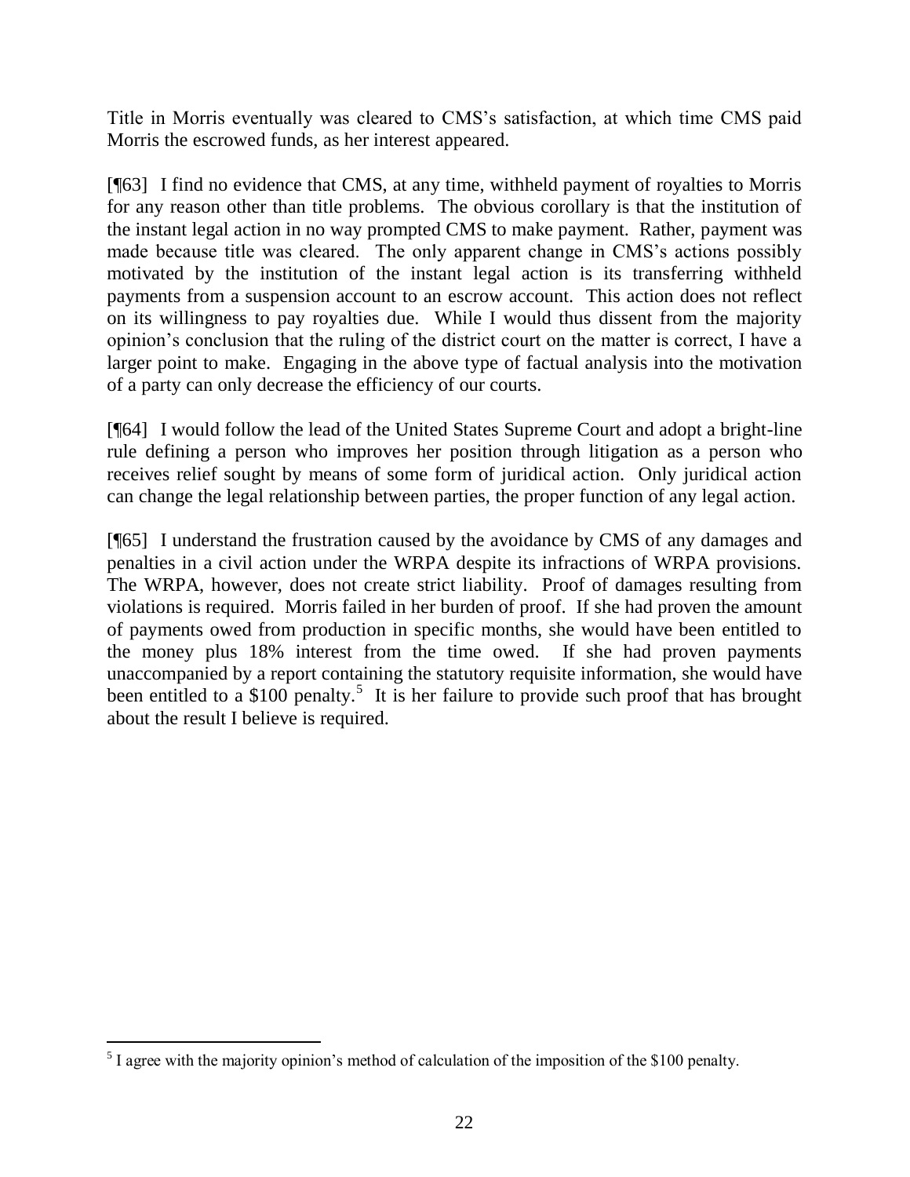Title in Morris eventually was cleared to CMS's satisfaction, at which time CMS paid Morris the escrowed funds, as her interest appeared.

[¶63] I find no evidence that CMS, at any time, withheld payment of royalties to Morris for any reason other than title problems. The obvious corollary is that the institution of the instant legal action in no way prompted CMS to make payment. Rather, payment was made because title was cleared. The only apparent change in CMS's actions possibly motivated by the institution of the instant legal action is its transferring withheld payments from a suspension account to an escrow account. This action does not reflect on its willingness to pay royalties due. While I would thus dissent from the majority opinion's conclusion that the ruling of the district court on the matter is correct, I have a larger point to make. Engaging in the above type of factual analysis into the motivation of a party can only decrease the efficiency of our courts.

[¶64] I would follow the lead of the United States Supreme Court and adopt a bright-line rule defining a person who improves her position through litigation as a person who receives relief sought by means of some form of juridical action. Only juridical action can change the legal relationship between parties, the proper function of any legal action.

[¶65] I understand the frustration caused by the avoidance by CMS of any damages and penalties in a civil action under the WRPA despite its infractions of WRPA provisions. The WRPA, however, does not create strict liability. Proof of damages resulting from violations is required. Morris failed in her burden of proof. If she had proven the amount of payments owed from production in specific months, she would have been entitled to the money plus 18% interest from the time owed. If she had proven payments unaccompanied by a report containing the statutory requisite information, she would have been entitled to a $100 penalty.[5] It is her failure to provide such proof that has brought about the result I believe is required.

[5] I agree with the majority opinion's method of calculation of the imposition of the $100 penalty.